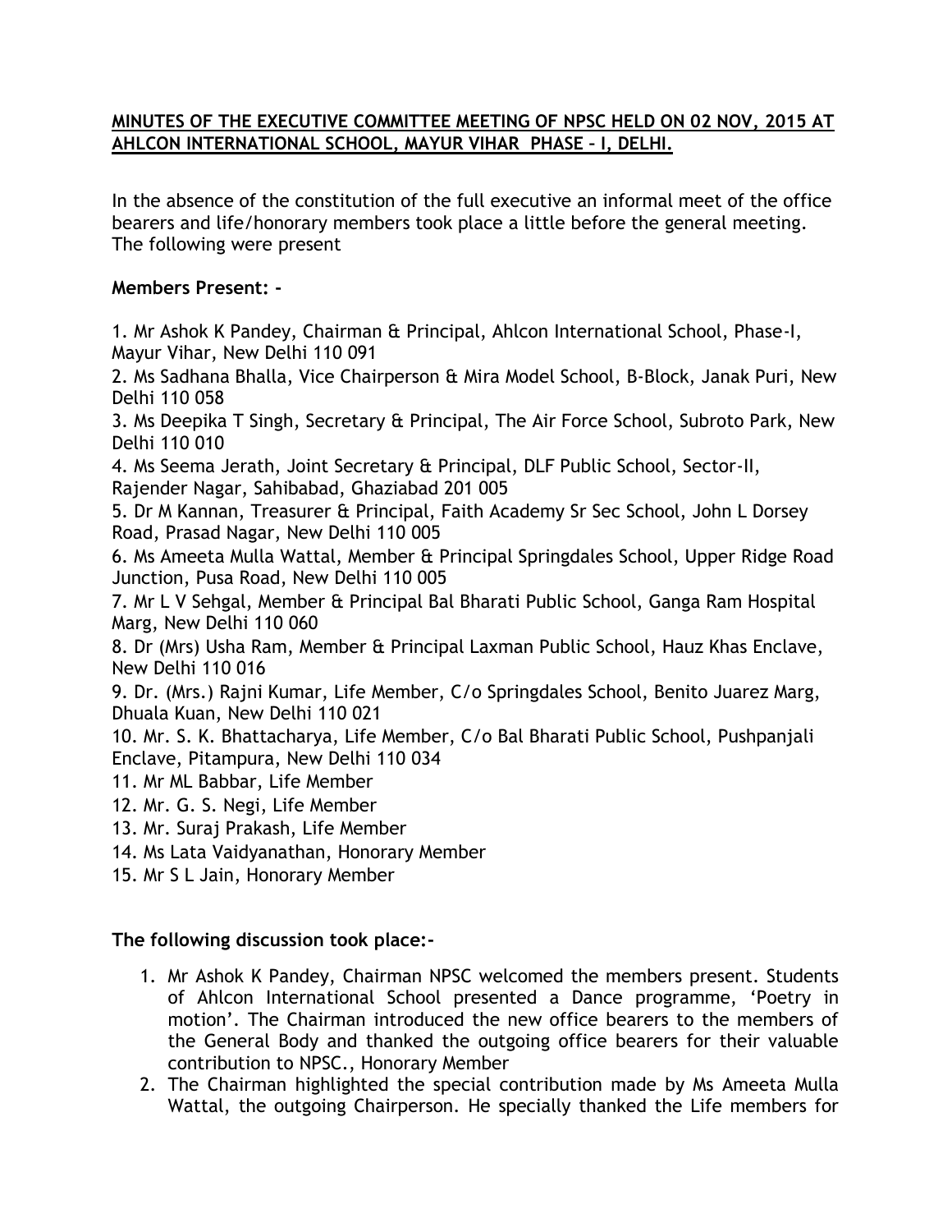**MINUTES OF THE EXECUTIVE COMMITTEE MEETING OF NPSC HELD ON 02 NOV, 2015 AT AHLCON INTERNATIONAL SCHOOL, MAYUR VIHAR PHASE – I, DELHI.**

In the absence of the constitution of the full executive an informal meet of the office bearers and life/honorary members took place a little before the general meeting. The following were present

**Members Present: -**

1. Mr Ashok K Pandey, Chairman & Principal, Ahlcon International School, Phase-I, Mayur Vihar, New Delhi 110 091
2. Ms Sadhana Bhalla, Vice Chairperson & Mira Model School, B-Block, Janak Puri, New Delhi 110 058
3. Ms Deepika T Singh, Secretary & Principal, The Air Force School, Subroto Park, New Delhi 110 010
4. Ms Seema Jerath, Joint Secretary & Principal, DLF Public School, Sector-II, Rajender Nagar, Sahibabad, Ghaziabad 201 005
5. Dr M Kannan, Treasurer & Principal, Faith Academy Sr Sec School, John L Dorsey Road, Prasad Nagar, New Delhi 110 005
6. Ms Ameeta Mulla Wattal, Member & Principal Springdales School, Upper Ridge Road Junction, Pusa Road, New Delhi 110 005
7. Mr L V Sehgal, Member & Principal Bal Bharati Public School, Ganga Ram Hospital Marg, New Delhi 110 060
8. Dr (Mrs) Usha Ram, Member & Principal Laxman Public School, Hauz Khas Enclave, New Delhi 110 016
9. Dr. (Mrs.) Rajni Kumar, Life Member, C/o Springdales School, Benito Juarez Marg, Dhuala Kuan, New Delhi 110 021
10. Mr. S. K. Bhattacharya, Life Member, C/o Bal Bharati Public School, Pushpanjali Enclave, Pitampura, New Delhi 110 034
11. Mr ML Babbar, Life Member
12. Mr. G. S. Negi, Life Member
13. Mr. Suraj Prakash, Life Member
14. Ms Lata Vaidyanathan, Honorary Member
15. Mr S L Jain, Honorary Member

**The following discussion took place:-**

1. Mr Ashok K Pandey, Chairman NPSC welcomed the members present. Students of Ahlcon International School presented a Dance programme, 'Poetry in motion'. The Chairman introduced the new office bearers to the members of the General Body and thanked the outgoing office bearers for their valuable contribution to NPSC., Honorary Member
2. The Chairman highlighted the special contribution made by Ms Ameeta Mulla Wattal, the outgoing Chairperson. He specially thanked the Life members for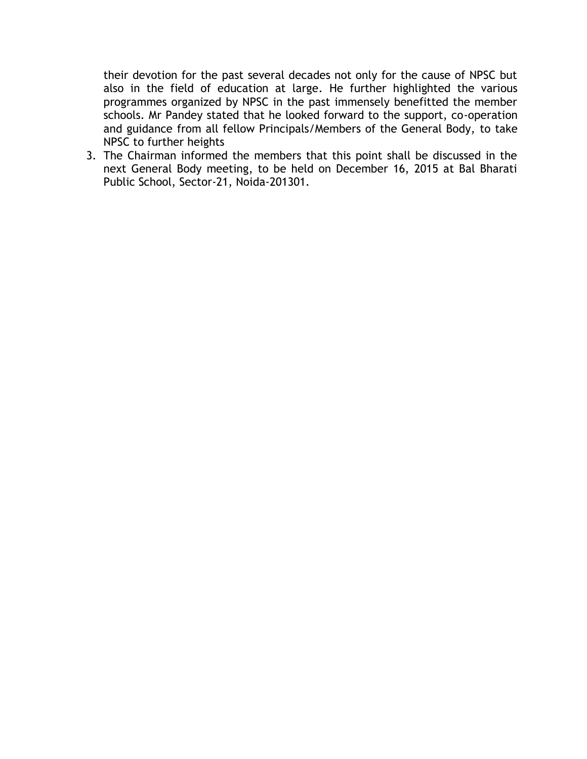their devotion for the past several decades not only for the cause of NPSC but also in the field of education at large. He further highlighted the various programmes organized by NPSC in the past immensely benefitted the member schools. Mr Pandey stated that he looked forward to the support, co-operation and guidance from all fellow Principals/Members of the General Body, to take NPSC to further heights

3. The Chairman informed the members that this point shall be discussed in the next General Body meeting, to be held on December 16, 2015 at Bal Bharati Public School, Sector-21, Noida-201301.